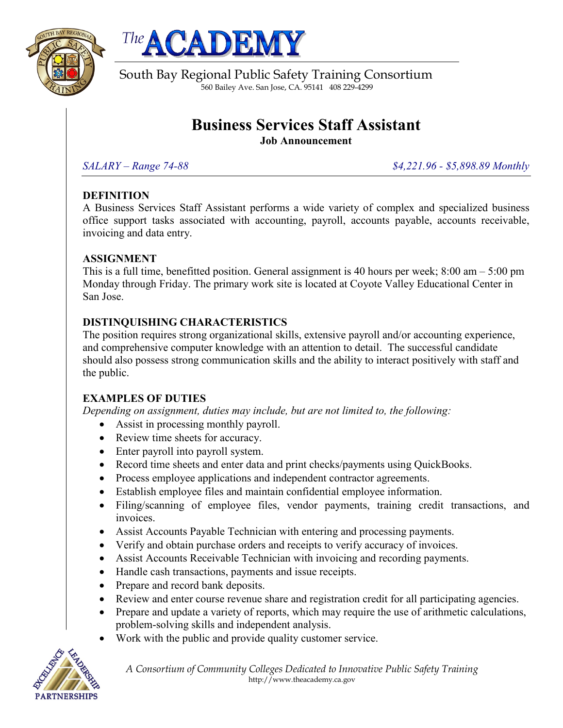The ACADEMY

South Bay Regional Public Safety Training Consortium
560 Bailey Ave. San Jose, CA. 95141 408 229-4299

# Business Services Staff Assistant

**Job Announcement**

*SALARY – Range 74-88* *$4,221.96 - $5,898.89 Monthly*

**DEFINITION**
A Business Services Staff Assistant performs a wide variety of complex and specialized business office support tasks associated with accounting, payroll, accounts payable, accounts receivable, invoicing and data entry.

**ASSIGNMENT**
This is a full time, benefitted position. General assignment is 40 hours per week; 8:00 am – 5:00 pm Monday through Friday. The primary work site is located at Coyote Valley Educational Center in San Jose.

**DISTINQUISHING CHARACTERISTICS**
The position requires strong organizational skills, extensive payroll and/or accounting experience, and comprehensive computer knowledge with an attention to detail. The successful candidate should also possess strong communication skills and the ability to interact positively with staff and the public.

**EXAMPLES OF DUTIES**
*Depending on assignment, duties may include, but are not limited to, the following:*

- Assist in processing monthly payroll.
- Review time sheets for accuracy.
- Enter payroll into payroll system.
- Record time sheets and enter data and print checks/payments using QuickBooks.
- Process employee applications and independent contractor agreements.
- Establish employee files and maintain confidential employee information.
- Filing/scanning of employee files, vendor payments, training credit transactions, and invoices.
- Assist Accounts Payable Technician with entering and processing payments.
- Verify and obtain purchase orders and receipts to verify accuracy of invoices.
- Assist Accounts Receivable Technician with invoicing and recording payments.
- Handle cash transactions, payments and issue receipts.
- Prepare and record bank deposits.
- Review and enter course revenue share and registration credit for all participating agencies.
- Prepare and update a variety of reports, which may require the use of arithmetic calculations, problem-solving skills and independent analysis.
- Work with the public and provide quality customer service.

*A Consortium of Community Colleges Dedicated to Innovative Public Safety Training*
http://www.theacademy.ca.gov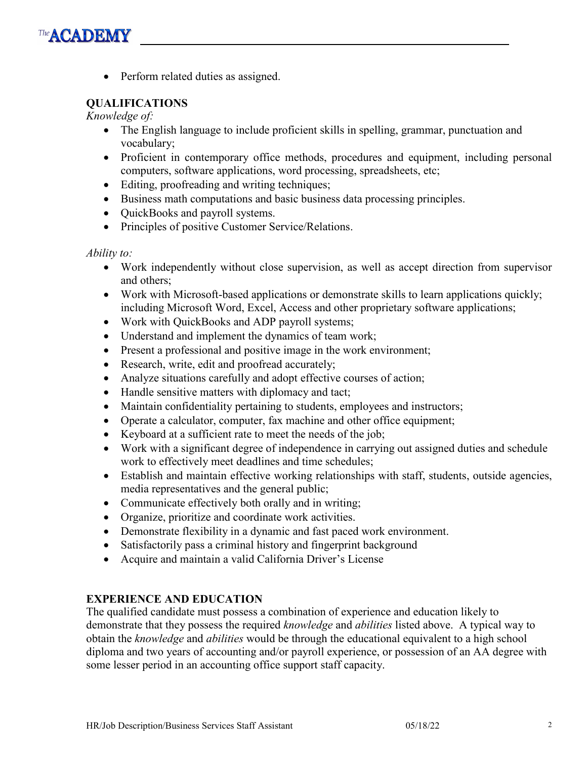- Perform related duties as assigned.

**QUALIFICATIONS**

*Knowledge of:*

- The English language to include proficient skills in spelling, grammar, punctuation and vocabulary;
- Proficient in contemporary office methods, procedures and equipment, including personal computers, software applications, word processing, spreadsheets, etc;
- Editing, proofreading and writing techniques;
- Business math computations and basic business data processing principles.
- QuickBooks and payroll systems.
- Principles of positive Customer Service/Relations.

*Ability to:*

- Work independently without close supervision, as well as accept direction from supervisor and others;
- Work with Microsoft-based applications or demonstrate skills to learn applications quickly; including Microsoft Word, Excel, Access and other proprietary software applications;
- Work with QuickBooks and ADP payroll systems;
- Understand and implement the dynamics of team work;
- Present a professional and positive image in the work environment;
- Research, write, edit and proofread accurately;
- Analyze situations carefully and adopt effective courses of action;
- Handle sensitive matters with diplomacy and tact;
- Maintain confidentiality pertaining to students, employees and instructors;
- Operate a calculator, computer, fax machine and other office equipment;
- Keyboard at a sufficient rate to meet the needs of the job;
- Work with a significant degree of independence in carrying out assigned duties and schedule work to effectively meet deadlines and time schedules;
- Establish and maintain effective working relationships with staff, students, outside agencies, media representatives and the general public;
- Communicate effectively both orally and in writing;
- Organize, prioritize and coordinate work activities.
- Demonstrate flexibility in a dynamic and fast paced work environment.
- Satisfactorily pass a criminal history and fingerprint background
- Acquire and maintain a valid California Driver's License

**EXPERIENCE AND EDUCATION**

The qualified candidate must possess a combination of experience and education likely to demonstrate that they possess the required *knowledge* and *abilities* listed above. A typical way to obtain the *knowledge* and *abilities* would be through the educational equivalent to a high school diploma and two years of accounting and/or payroll experience, or possession of an AA degree with some lesser period in an accounting office support staff capacity.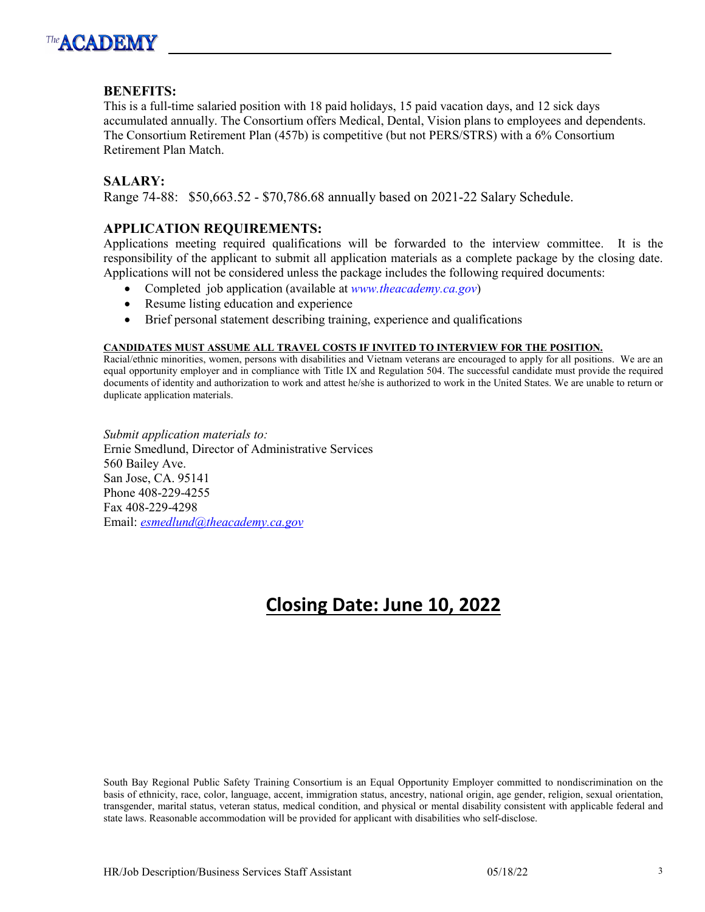## BENEFITS:

This is a full-time salaried position with 18 paid holidays, 15 paid vacation days, and 12 sick days accumulated annually. The Consortium offers Medical, Dental, Vision plans to employees and dependents. The Consortium Retirement Plan (457b) is competitive (but not PERS/STRS) with a 6% Consortium Retirement Plan Match.

## SALARY:

Range 74-88: $50,663.52 - $70,786.68 annually based on 2021-22 Salary Schedule.

## APPLICATION REQUIREMENTS:

Applications meeting required qualifications will be forwarded to the interview committee. It is the responsibility of the applicant to submit all application materials as a complete package by the closing date. Applications will not be considered unless the package includes the following required documents:

- Completed job application (available at *www.theacademy.ca.gov*)
- Resume listing education and experience
- Brief personal statement describing training, experience and qualifications

**CANDIDATES MUST ASSUME ALL TRAVEL COSTS IF INVITED TO INTERVIEW FOR THE POSITION.**

Racial/ethnic minorities, women, persons with disabilities and Vietnam veterans are encouraged to apply for all positions. We are an equal opportunity employer and in compliance with Title IX and Regulation 504. The successful candidate must provide the required documents of identity and authorization to work and attest he/she is authorized to work in the United States. We are unable to return or duplicate application materials.

*Submit application materials to:*
Ernie Smedlund, Director of Administrative Services
560 Bailey Ave.
San Jose, CA. 95141
Phone 408-229-4255
Fax 408-229-4298
Email: *esmedlund@theacademy.ca.gov*

# Closing Date: June 10, 2022

South Bay Regional Public Safety Training Consortium is an Equal Opportunity Employer committed to nondiscrimination on the basis of ethnicity, race, color, language, accent, immigration status, ancestry, national origin, age gender, religion, sexual orientation, transgender, marital status, veteran status, medical condition, and physical or mental disability consistent with applicable federal and state laws. Reasonable accommodation will be provided for applicant with disabilities who self-disclose.